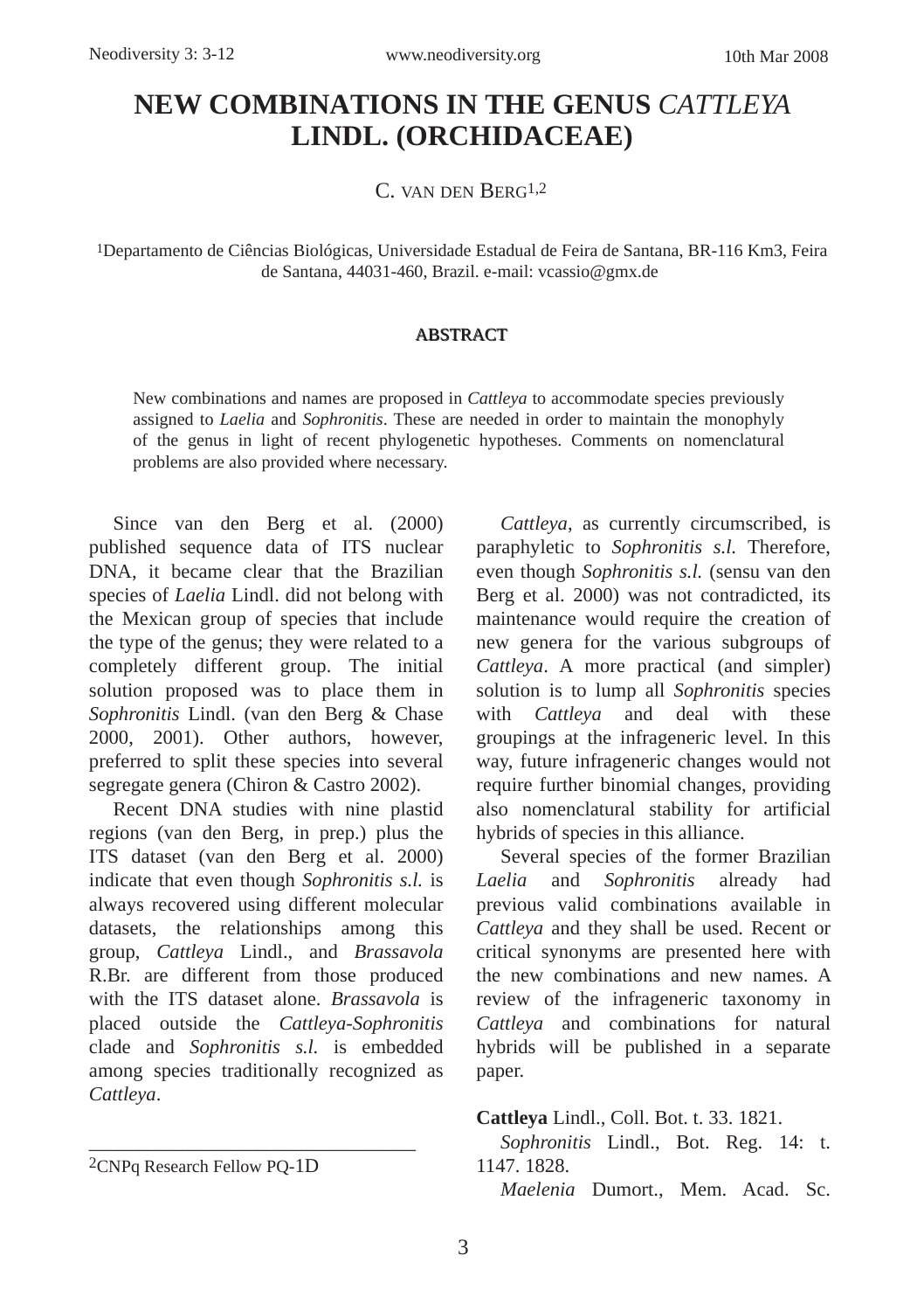# NEW COMBINATIONS IN THE GENUS *CATTLEYA* LINDL. (ORCHIDACEAE)

C. VAN DEN BERG[1,2]

[1]Departamento de Ciências Biológicas, Universidade Estadual de Feira de Santana, BR-116 Km3, Feira de Santana, 44031-460, Brazil. e-mail: vcassio@gmx.de

## ABSTRACT

New combinations and names are proposed in *Cattleya* to accommodate species previously assigned to *Laelia* and *Sophronitis*. These are needed in order to maintain the monophyly of the genus in light of recent phylogenetic hypotheses. Comments on nomenclatural problems are also provided where necessary.

Since van den Berg et al. (2000) published sequence data of ITS nuclear DNA, it became clear that the Brazilian species of *Laelia* Lindl. did not belong with the Mexican group of species that include the type of the genus; they were related to a completely different group. The initial solution proposed was to place them in *Sophronitis* Lindl. (van den Berg & Chase 2000, 2001). Other authors, however, preferred to split these species into several segregate genera (Chiron & Castro 2002).

Recent DNA studies with nine plastid regions (van den Berg, in prep.) plus the ITS dataset (van den Berg et al. 2000) indicate that even though *Sophronitis s.l.* is always recovered using different molecular datasets, the relationships among this group, *Cattleya* Lindl., and *Brassavola* R.Br. are different from those produced with the ITS dataset alone. *Brassavola* is placed outside the *Cattleya*-*Sophronitis* clade and *Sophronitis s.l.* is embedded among species traditionally recognized as *Cattleya*.

*Cattleya*, as currently circumscribed, is paraphyletic to *Sophronitis s.l.* Therefore, even though *Sophronitis s.l.* (sensu van den Berg et al. 2000) was not contradicted, its maintenance would require the creation of new genera for the various subgroups of *Cattleya*. A more practical (and simpler) solution is to lump all *Sophronitis* species with *Cattleya* and deal with these groupings at the infrageneric level. In this way, future infrageneric changes would not require further binomial changes, providing also nomenclatural stability for artificial hybrids of species in this alliance.

Several species of the former Brazilian *Laelia* and *Sophronitis* already had previous valid combinations available in *Cattleya* and they shall be used. Recent or critical synonyms are presented here with the new combinations and new names. A review of the infrageneric taxonomy in *Cattleya* and combinations for natural hybrids will be published in a separate paper.

**Cattleya** Lindl., Coll. Bot. t. 33. 1821.

*Sophronitis* Lindl., Bot. Reg. 14: t. 1147. 1828.

*Maelenia* Dumort., Mem. Acad. Sc.

---

[2]CNPq Research Fellow PQ-1D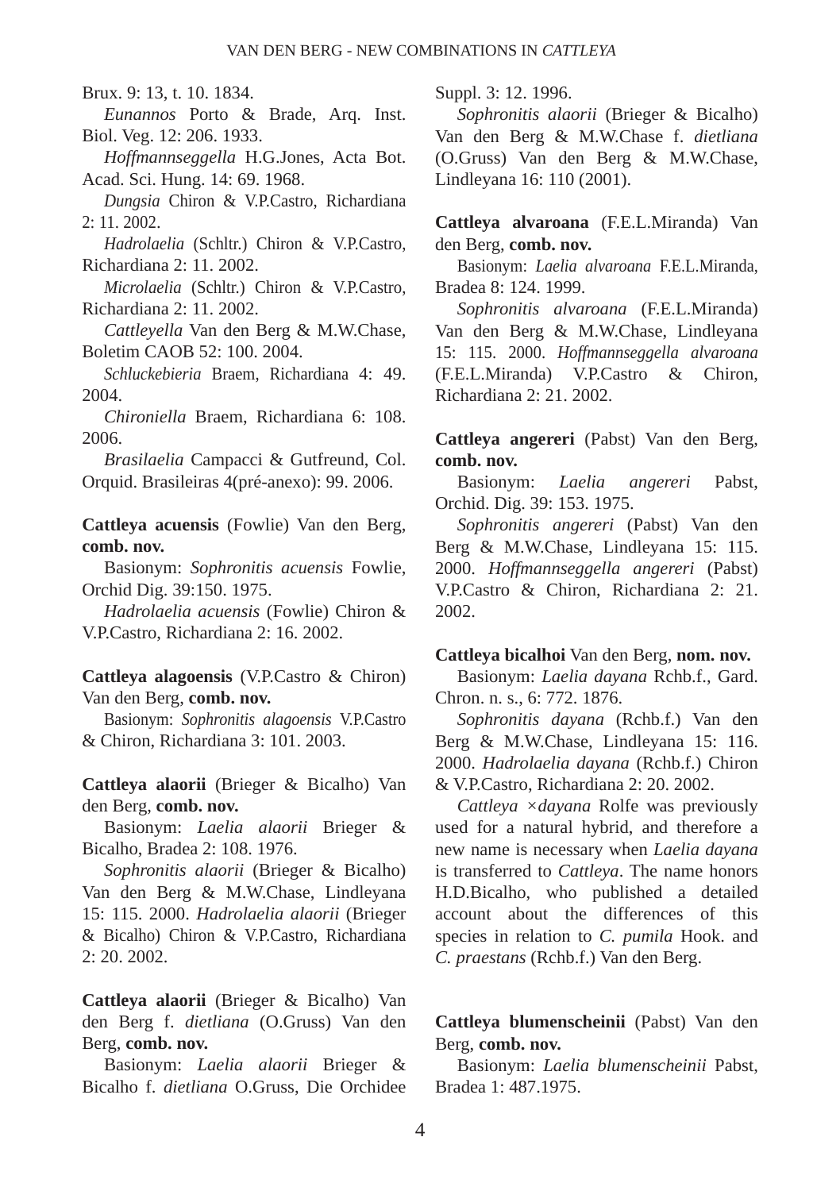Brux. 9: 13, t. 10. 1834.

*Eunannos* Porto & Brade, Arq. Inst. Biol. Veg. 12: 206. 1933.

*Hoffmannseggella* H.G.Jones, Acta Bot. Acad. Sci. Hung. 14: 69. 1968.

*Dungsia* Chiron & V.P.Castro, Richardiana 2: 11. 2002.

*Hadrolaelia* (Schltr.) Chiron & V.P.Castro, Richardiana 2: 11. 2002.

*Microlaelia* (Schltr.) Chiron & V.P.Castro, Richardiana 2: 11. 2002.

*Cattleyella* Van den Berg & M.W.Chase, Boletim CAOB 52: 100. 2004.

*Schluckebieria* Braem, Richardiana 4: 49. 2004.

*Chironiella* Braem, Richardiana 6: 108. 2006.

*Brasilaelia* Campacci & Gutfreund, Col. Orquid. Brasileiras 4(pré-anexo): 99. 2006.

**Cattleya acuensis** (Fowlie) Van den Berg, **comb. nov.**

Basionym: *Sophronitis acuensis* Fowlie, Orchid Dig. 39:150. 1975.

*Hadrolaelia acuensis* (Fowlie) Chiron & V.P.Castro, Richardiana 2: 16. 2002.

**Cattleya alagoensis** (V.P.Castro & Chiron) Van den Berg, **comb. nov.**

Basionym: *Sophronitis alagoensis* V.P.Castro & Chiron, Richardiana 3: 101. 2003.

**Cattleya alaorii** (Brieger & Bicalho) Van den Berg, **comb. nov.**

Basionym: *Laelia alaorii* Brieger & Bicalho, Bradea 2: 108. 1976.

*Sophronitis alaorii* (Brieger & Bicalho) Van den Berg & M.W.Chase, Lindleyana 15: 115. 2000. *Hadrolaelia alaorii* (Brieger & Bicalho) Chiron & V.P.Castro, Richardiana 2: 20. 2002.

**Cattleya alaorii** (Brieger & Bicalho) Van den Berg f. *dietliana* (O.Gruss) Van den Berg, **comb. nov.**

Basionym: *Laelia alaorii* Brieger & Bicalho f. *dietliana* O.Gruss, Die Orchidee Suppl. 3: 12. 1996.

*Sophronitis alaorii* (Brieger & Bicalho) Van den Berg & M.W.Chase f. *dietliana* (O.Gruss) Van den Berg & M.W.Chase, Lindleyana 16: 110 (2001).

**Cattleya alvaroana** (F.E.L.Miranda) Van den Berg, **comb. nov.**

Basionym: *Laelia alvaroana* F.E.L.Miranda, Bradea 8: 124. 1999.

*Sophronitis alvaroana* (F.E.L.Miranda) Van den Berg & M.W.Chase, Lindleyana 15: 115. 2000. *Hoffmannseggella alvaroana* (F.E.L.Miranda) V.P.Castro & Chiron, Richardiana 2: 21. 2002.

**Cattleya angereri** (Pabst) Van den Berg, **comb. nov.**

Basionym: *Laelia angereri* Pabst, Orchid. Dig. 39: 153. 1975.

*Sophronitis angereri* (Pabst) Van den Berg & M.W.Chase, Lindleyana 15: 115. 2000. *Hoffmannseggella angereri* (Pabst) V.P.Castro & Chiron, Richardiana 2: 21. 2002.

**Cattleya bicalhoi** Van den Berg, **nom. nov.**

Basionym: *Laelia dayana* Rchb.f., Gard. Chron. n. s., 6: 772. 1876.

*Sophronitis dayana* (Rchb.f.) Van den Berg & M.W.Chase, Lindleyana 15: 116. 2000. *Hadrolaelia dayana* (Rchb.f.) Chiron & V.P.Castro, Richardiana 2: 20. 2002.

*Cattleya ×dayana* Rolfe was previously used for a natural hybrid, and therefore a new name is necessary when *Laelia dayana* is transferred to *Cattleya*. The name honors H.D.Bicalho, who published a detailed account about the differences of this species in relation to *C. pumila* Hook. and *C. praestans* (Rchb.f.) Van den Berg.

**Cattleya blumenscheinii** (Pabst) Van den Berg, **comb. nov.**

Basionym: *Laelia blumenscheinii* Pabst, Bradea 1: 487.1975.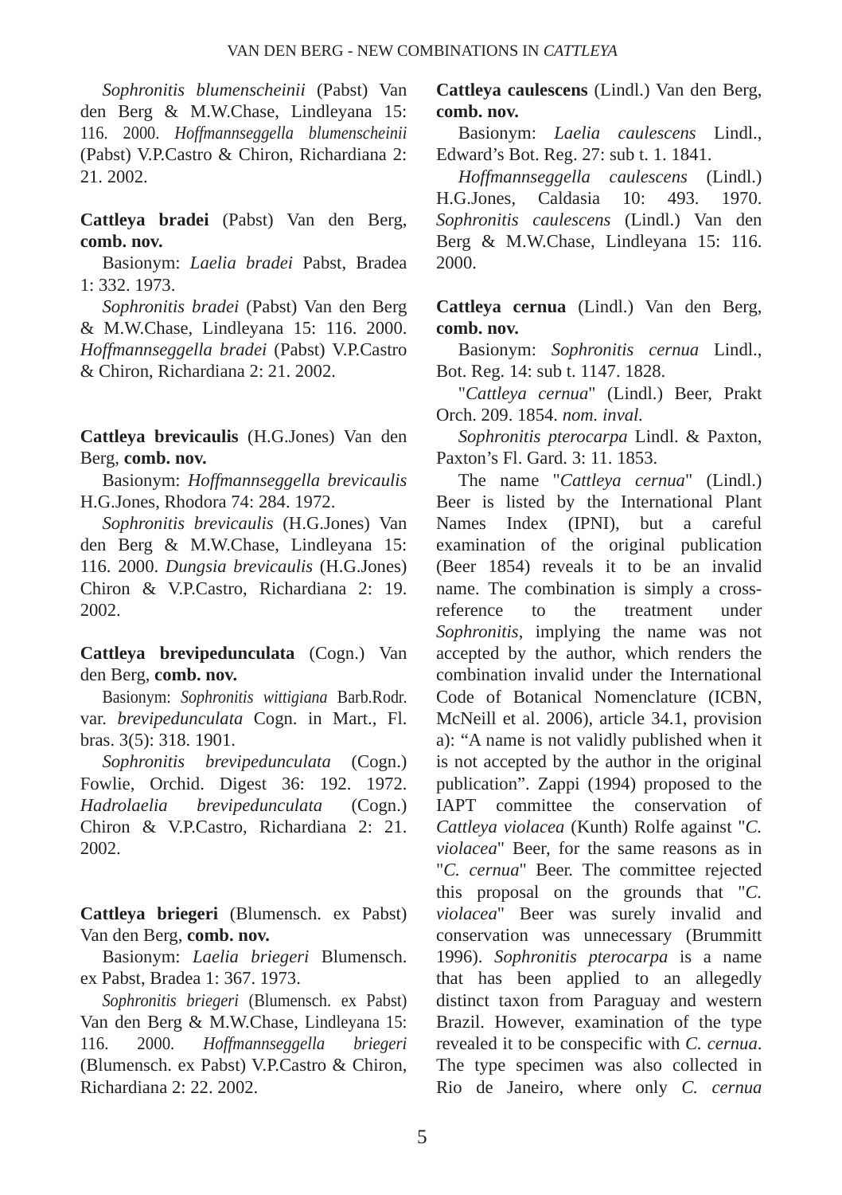*Sophronitis blumenscheinii* (Pabst) Van den Berg & M.W.Chase, Lindleyana 15: 116. 2000. *Hoffmannseggella blumenscheinii* (Pabst) V.P.Castro & Chiron, Richardiana 2: 21. 2002.

**Cattleya bradei** (Pabst) Van den Berg, **comb. nov.**

Basionym: *Laelia bradei* Pabst, Bradea 1: 332. 1973.

*Sophronitis bradei* (Pabst) Van den Berg & M.W.Chase, Lindleyana 15: 116. 2000. *Hoffmannseggella bradei* (Pabst) V.P.Castro & Chiron, Richardiana 2: 21. 2002.

**Cattleya brevicaulis** (H.G.Jones) Van den Berg, **comb. nov.**

Basionym: *Hoffmannseggella brevicaulis* H.G.Jones, Rhodora 74: 284. 1972.

*Sophronitis brevicaulis* (H.G.Jones) Van den Berg & M.W.Chase, Lindleyana 15: 116. 2000. *Dungsia brevicaulis* (H.G.Jones) Chiron & V.P.Castro, Richardiana 2: 19. 2002.

**Cattleya brevipedunculata** (Cogn.) Van den Berg, **comb. nov.**

Basionym: *Sophronitis wittigiana* Barb.Rodr. var. *brevipedunculata* Cogn. in Mart., Fl. bras. 3(5): 318. 1901.

*Sophronitis brevipedunculata* (Cogn.) Fowlie, Orchid. Digest 36: 192. 1972. *Hadrolaelia brevipedunculata* (Cogn.) Chiron & V.P.Castro, Richardiana 2: 21. 2002.

**Cattleya briegeri** (Blumensch. ex Pabst) Van den Berg, **comb. nov.**

Basionym: *Laelia briegeri* Blumensch. ex Pabst, Bradea 1: 367. 1973.

*Sophronitis briegeri* (Blumensch. ex Pabst) Van den Berg & M.W.Chase, Lindleyana 15: 116. 2000. *Hoffmannseggella briegeri* (Blumensch. ex Pabst) V.P.Castro & Chiron, Richardiana 2: 22. 2002.

**Cattleya caulescens** (Lindl.) Van den Berg, **comb. nov.**

Basionym: *Laelia caulescens* Lindl., Edward's Bot. Reg. 27: sub t. 1. 1841.

*Hoffmannseggella caulescens* (Lindl.) H.G.Jones, Caldasia 10: 493. 1970. *Sophronitis caulescens* (Lindl.) Van den Berg & M.W.Chase, Lindleyana 15: 116. 2000.

**Cattleya cernua** (Lindl.) Van den Berg, **comb. nov.**

Basionym: *Sophronitis cernua* Lindl., Bot. Reg. 14: sub t. 1147. 1828.

"*Cattleya cernua*" (Lindl.) Beer, Prakt Orch. 209. 1854. *nom. inval.*

*Sophronitis pterocarpa* Lindl. & Paxton, Paxton's Fl. Gard. 3: 11. 1853.

The name "*Cattleya cernua*" (Lindl.) Beer is listed by the International Plant Names Index (IPNI), but a careful examination of the original publication (Beer 1854) reveals it to be an invalid name. The combination is simply a cross-reference to the treatment under *Sophronitis*, implying the name was not accepted by the author, which renders the combination invalid under the International Code of Botanical Nomenclature (ICBN, McNeill et al. 2006), article 34.1, provision a): "A name is not validly published when it is not accepted by the author in the original publication". Zappi (1994) proposed to the IAPT committee the conservation of *Cattleya violacea* (Kunth) Rolfe against "*C. violacea*" Beer, for the same reasons as in "*C. cernua*" Beer. The committee rejected this proposal on the grounds that "*C. violacea*" Beer was surely invalid and conservation was unnecessary (Brummitt 1996). *Sophronitis pterocarpa* is a name that has been applied to an allegedly distinct taxon from Paraguay and western Brazil. However, examination of the type revealed it to be conspecific with *C. cernua*. The type specimen was also collected in Rio de Janeiro, where only *C. cernua*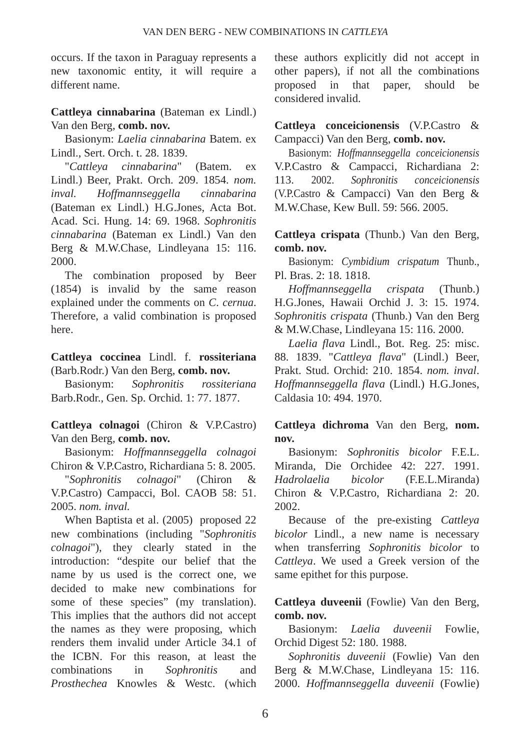occurs. If the taxon in Paraguay represents a new taxonomic entity, it will require a different name.

**Cattleya cinnabarina** (Bateman ex Lindl.) Van den Berg, **comb. nov.**

Basionym: *Laelia cinnabarina* Batem. ex Lindl., Sert. Orch. t. 28. 1839.

"*Cattleya cinnabarina*" (Batem. ex Lindl.) Beer, Prakt. Orch. 209. 1854. *nom. inval. Hoffmannseggella cinnabarina* (Bateman ex Lindl.) H.G.Jones, Acta Bot. Acad. Sci. Hung. 14: 69. 1968. *Sophronitis cinnabarina* (Bateman ex Lindl.) Van den Berg & M.W.Chase, Lindleyana 15: 116. 2000.

The combination proposed by Beer (1854) is invalid by the same reason explained under the comments on *C. cernua*. Therefore, a valid combination is proposed here.

**Cattleya coccinea** Lindl. f. **rossiteriana** (Barb.Rodr.) Van den Berg, **comb. nov.**

Basionym: *Sophronitis rossiteriana* Barb.Rodr., Gen. Sp. Orchid. 1: 77. 1877.

**Cattleya colnagoi** (Chiron & V.P.Castro) Van den Berg, **comb. nov.**

Basionym: *Hoffmannseggella colnagoi* Chiron & V.P.Castro, Richardiana 5: 8. 2005.

"*Sophronitis colnagoi*" (Chiron & V.P.Castro) Campacci, Bol. CAOB 58: 51. 2005. *nom. inval.*

When Baptista et al. (2005) proposed 22 new combinations (including "*Sophronitis colnagoi*"), they clearly stated in the introduction: "despite our belief that the name by us used is the correct one, we decided to make new combinations for some of these species" (my translation). This implies that the authors did not accept the names as they were proposing, which renders them invalid under Article 34.1 of the ICBN. For this reason, at least the combinations in *Sophronitis* and *Prosthechea* Knowles & Westc. (which these authors explicitly did not accept in other papers), if not all the combinations proposed in that paper, should be considered invalid.

**Cattleya conceicionensis** (V.P.Castro & Campacci) Van den Berg, **comb. nov.**

Basionym: *Hoffmannseggella conceicionensis* V.P.Castro & Campacci, Richardiana 2: 113. 2002. *Sophronitis conceicionensis* (V.P.Castro & Campacci) Van den Berg & M.W.Chase, Kew Bull. 59: 566. 2005.

**Cattleya crispata** (Thunb.) Van den Berg, **comb. nov.**

Basionym: *Cymbidium crispatum* Thunb., Pl. Bras. 2: 18. 1818.

*Hoffmannseggella crispata* (Thunb.) H.G.Jones, Hawaii Orchid J. 3: 15. 1974. *Sophronitis crispata* (Thunb.) Van den Berg & M.W.Chase, Lindleyana 15: 116. 2000.

*Laelia flava* Lindl., Bot. Reg. 25: misc. 88. 1839. "*Cattleya flava*" (Lindl.) Beer, Prakt. Stud. Orchid: 210. 1854. *nom. inval*. *Hoffmannseggella flava* (Lindl.) H.G.Jones, Caldasia 10: 494. 1970.

**Cattleya dichroma** Van den Berg, **nom. nov.**

Basionym: *Sophronitis bicolor* F.E.L. Miranda, Die Orchidee 42: 227. 1991. *Hadrolaelia bicolor* (F.E.L.Miranda) Chiron & V.P.Castro, Richardiana 2: 20. 2002.

Because of the pre-existing *Cattleya bicolor* Lindl., a new name is necessary when transferring *Sophronitis bicolor* to *Cattleya*. We used a Greek version of the same epithet for this purpose.

**Cattleya duveenii** (Fowlie) Van den Berg, **comb. nov.**

Basionym: *Laelia duveenii* Fowlie, Orchid Digest 52: 180. 1988.

*Sophronitis duveenii* (Fowlie) Van den Berg & M.W.Chase, Lindleyana 15: 116. 2000. *Hoffmannseggella duveenii* (Fowlie)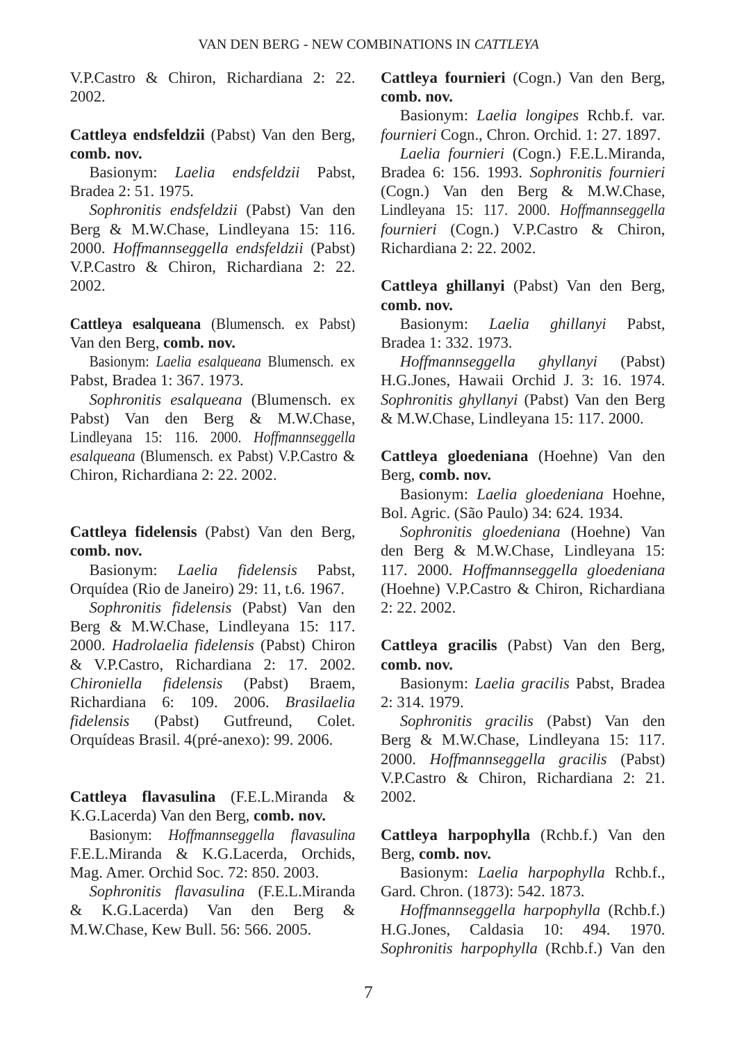V.P.Castro & Chiron, Richardiana 2: 22. 2002.

**Cattleya endsfeldzii** (Pabst) Van den Berg, **comb. nov.**

Basionym: *Laelia endsfeldzii* Pabst, Bradea 2: 51. 1975.

*Sophronitis endsfeldzii* (Pabst) Van den Berg & M.W.Chase, Lindleyana 15: 116. 2000. *Hoffmannseggella endsfeldzii* (Pabst) V.P.Castro & Chiron, Richardiana 2: 22. 2002.

**Cattleya esalqueana** (Blumensch. ex Pabst) Van den Berg, **comb. nov.**

Basionym: *Laelia esalqueana* Blumensch. ex Pabst, Bradea 1: 367. 1973.

*Sophronitis esalqueana* (Blumensch. ex Pabst) Van den Berg & M.W.Chase, Lindleyana 15: 116. 2000. *Hoffmannseggella esalqueana* (Blumensch. ex Pabst) V.P.Castro & Chiron, Richardiana 2: 22. 2002.

**Cattleya fidelensis** (Pabst) Van den Berg, **comb. nov.**

Basionym: *Laelia fidelensis* Pabst, Orquídea (Rio de Janeiro) 29: 11, t.6. 1967.

*Sophronitis fidelensis* (Pabst) Van den Berg & M.W.Chase, Lindleyana 15: 117. 2000. *Hadrolaelia fidelensis* (Pabst) Chiron & V.P.Castro, Richardiana 2: 17. 2002. *Chironiella fidelensis* (Pabst) Braem, Richardiana 6: 109. 2006. *Brasilaelia fidelensis* (Pabst) Gutfreund, Colet. Orquídeas Brasil. 4(pré-anexo): 99. 2006.

**Cattleya flavasulina** (F.E.L.Miranda & K.G.Lacerda) Van den Berg, **comb. nov.**

Basionym: *Hoffmannseggella flavasulina* F.E.L.Miranda & K.G.Lacerda, Orchids, Mag. Amer. Orchid Soc. 72: 850. 2003.

*Sophronitis flavasulina* (F.E.L.Miranda & K.G.Lacerda) Van den Berg & M.W.Chase, Kew Bull. 56: 566. 2005.

**Cattleya fournieri** (Cogn.) Van den Berg, **comb. nov.**

Basionym: *Laelia longipes* Rchb.f. var. *fournieri* Cogn., Chron. Orchid. 1: 27. 1897.

*Laelia fournieri* (Cogn.) F.E.L.Miranda, Bradea 6: 156. 1993. *Sophronitis fournieri* (Cogn.) Van den Berg & M.W.Chase, Lindleyana 15: 117. 2000. *Hoffmannseggella fournieri* (Cogn.) V.P.Castro & Chiron, Richardiana 2: 22. 2002.

**Cattleya ghillanyi** (Pabst) Van den Berg, **comb. nov.**

Basionym: *Laelia ghillanyi* Pabst, Bradea 1: 332. 1973.

*Hoffmannseggella ghyllanyi* (Pabst) H.G.Jones, Hawaii Orchid J. 3: 16. 1974. *Sophronitis ghyllanyi* (Pabst) Van den Berg & M.W.Chase, Lindleyana 15: 117. 2000.

**Cattleya gloedeniana** (Hoehne) Van den Berg, **comb. nov.**

Basionym: *Laelia gloedeniana* Hoehne, Bol. Agric. (São Paulo) 34: 624. 1934.

*Sophronitis gloedeniana* (Hoehne) Van den Berg & M.W.Chase, Lindleyana 15: 117. 2000. *Hoffmannseggella gloedeniana* (Hoehne) V.P.Castro & Chiron, Richardiana 2: 22. 2002.

**Cattleya gracilis** (Pabst) Van den Berg, **comb. nov.**

Basionym: *Laelia gracilis* Pabst, Bradea 2: 314. 1979.

*Sophronitis gracilis* (Pabst) Van den Berg & M.W.Chase, Lindleyana 15: 117. 2000. *Hoffmannseggella gracilis* (Pabst) V.P.Castro & Chiron, Richardiana 2: 21. 2002.

**Cattleya harpophylla** (Rchb.f.) Van den Berg, **comb. nov.**

Basionym: *Laelia harpophylla* Rchb.f., Gard. Chron. (1873): 542. 1873.

*Hoffmannseggella harpophylla* (Rchb.f.) H.G.Jones, Caldasia 10: 494. 1970. *Sophronitis harpophylla* (Rchb.f.) Van den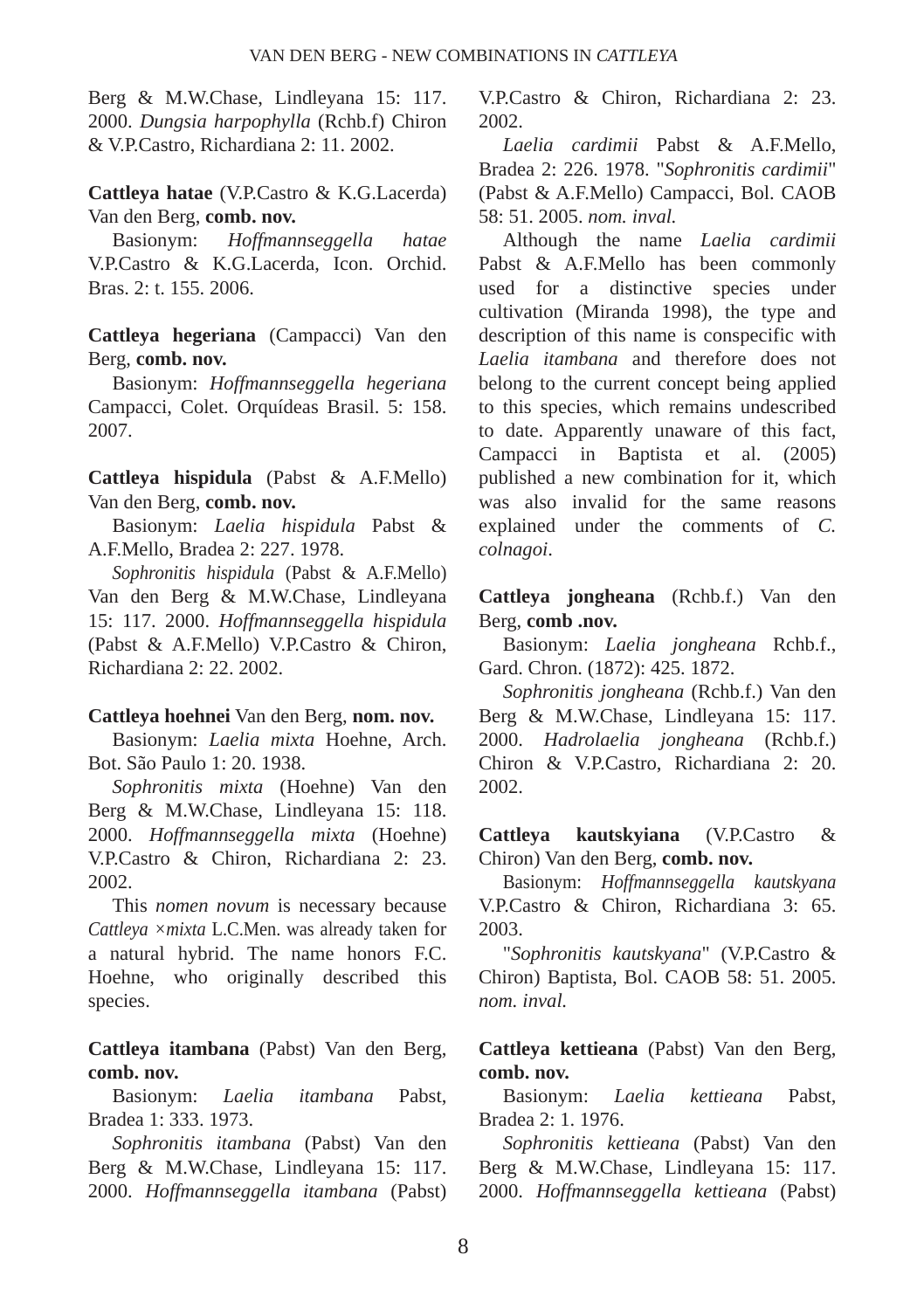Berg & M.W.Chase, Lindleyana 15: 117. 2000. *Dungsia harpophylla* (Rchb.f) Chiron & V.P.Castro, Richardiana 2: 11. 2002.

**Cattleya hatae** (V.P.Castro & K.G.Lacerda) Van den Berg, **comb. nov.**

Basionym: *Hoffmannseggella hatae* V.P.Castro & K.G.Lacerda, Icon. Orchid. Bras. 2: t. 155. 2006.

**Cattleya hegeriana** (Campacci) Van den Berg, **comb. nov.**

Basionym: *Hoffmannseggella hegeriana* Campacci, Colet. Orquídeas Brasil. 5: 158. 2007.

**Cattleya hispidula** (Pabst & A.F.Mello) Van den Berg, **comb. nov.**

Basionym: *Laelia hispidula* Pabst & A.F.Mello, Bradea 2: 227. 1978.

*Sophronitis hispidula* (Pabst & A.F.Mello) Van den Berg & M.W.Chase, Lindleyana 15: 117. 2000. *Hoffmannseggella hispidula* (Pabst & A.F.Mello) V.P.Castro & Chiron, Richardiana 2: 22. 2002.

**Cattleya hoehnei** Van den Berg, **nom. nov.**

Basionym: *Laelia mixta* Hoehne, Arch. Bot. São Paulo 1: 20. 1938.

*Sophronitis mixta* (Hoehne) Van den Berg & M.W.Chase, Lindleyana 15: 118. 2000. *Hoffmannseggella mixta* (Hoehne) V.P.Castro & Chiron, Richardiana 2: 23. 2002.

This *nomen novum* is necessary because *Cattleya ×mixta* L.C.Men. was already taken for a natural hybrid. The name honors F.C. Hoehne, who originally described this species.

**Cattleya itambana** (Pabst) Van den Berg, **comb. nov.**

Basionym: *Laelia itambana* Pabst, Bradea 1: 333. 1973.

*Sophronitis itambana* (Pabst) Van den Berg & M.W.Chase, Lindleyana 15: 117. 2000. *Hoffmannseggella itambana* (Pabst) V.P.Castro & Chiron, Richardiana 2: 23. 2002.

*Laelia cardimii* Pabst & A.F.Mello, Bradea 2: 226. 1978. "*Sophronitis cardimii*" (Pabst & A.F.Mello) Campacci, Bol. CAOB 58: 51. 2005. *nom. inval.*

Although the name *Laelia cardimii* Pabst & A.F.Mello has been commonly used for a distinctive species under cultivation (Miranda 1998), the type and description of this name is conspecific with *Laelia itambana* and therefore does not belong to the current concept being applied to this species, which remains undescribed to date. Apparently unaware of this fact, Campacci in Baptista et al. (2005) published a new combination for it, which was also invalid for the same reasons explained under the comments of *C. colnagoi*.

**Cattleya jongheana** (Rchb.f.) Van den Berg, **comb .nov.**

Basionym: *Laelia jongheana* Rchb.f., Gard. Chron. (1872): 425. 1872.

*Sophronitis jongheana* (Rchb.f.) Van den Berg & M.W.Chase, Lindleyana 15: 117. 2000. *Hadrolaelia jongheana* (Rchb.f.) Chiron & V.P.Castro, Richardiana 2: 20. 2002.

**Cattleya kautskyiana** (V.P.Castro & Chiron) Van den Berg, **comb. nov.**

Basionym: *Hoffmannseggella kautskyana* V.P.Castro & Chiron, Richardiana 3: 65. 2003.

"*Sophronitis kautskyana*" (V.P.Castro & Chiron) Baptista, Bol. CAOB 58: 51. 2005. *nom. inval.*

**Cattleya kettieana** (Pabst) Van den Berg, **comb. nov.**

Basionym: *Laelia kettieana* Pabst, Bradea 2: 1. 1976.

*Sophronitis kettieana* (Pabst) Van den Berg & M.W.Chase, Lindleyana 15: 117. 2000. *Hoffmannseggella kettieana* (Pabst)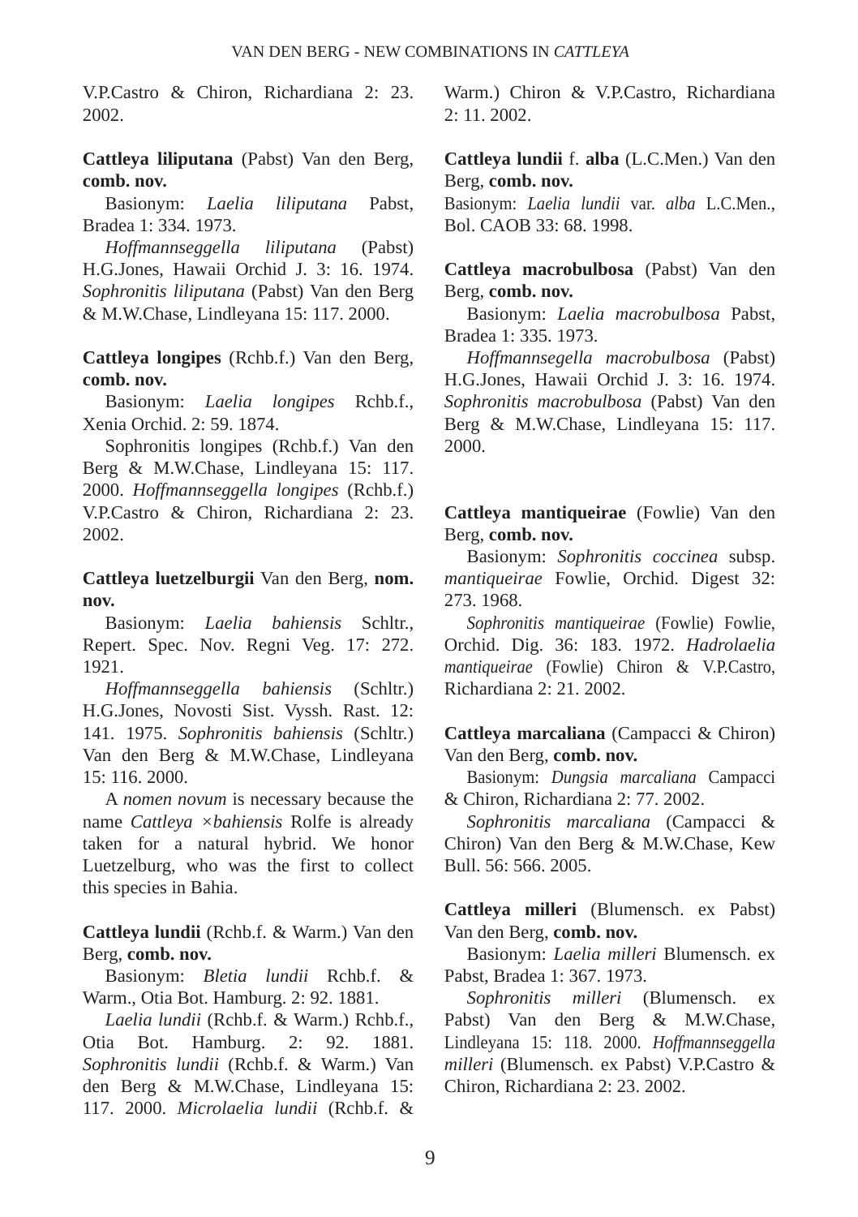V.P.Castro & Chiron, Richardiana 2: 23. 2002.

**Cattleya liliputana** (Pabst) Van den Berg, **comb. nov.**

Basionym: *Laelia liliputana* Pabst, Bradea 1: 334. 1973.

*Hoffmannseggella liliputana* (Pabst) H.G.Jones, Hawaii Orchid J. 3: 16. 1974. *Sophronitis liliputana* (Pabst) Van den Berg & M.W.Chase, Lindleyana 15: 117. 2000.

**Cattleya longipes** (Rchb.f.) Van den Berg, **comb. nov.**

Basionym: *Laelia longipes* Rchb.f., Xenia Orchid. 2: 59. 1874.

Sophronitis longipes (Rchb.f.) Van den Berg & M.W.Chase, Lindleyana 15: 117. 2000. *Hoffmannseggella longipes* (Rchb.f.) V.P.Castro & Chiron, Richardiana 2: 23. 2002.

**Cattleya luetzelburgii** Van den Berg, **nom. nov.**

Basionym: *Laelia bahiensis* Schltr., Repert. Spec. Nov. Regni Veg. 17: 272. 1921.

*Hoffmannseggella bahiensis* (Schltr.) H.G.Jones, Novosti Sist. Vyssh. Rast. 12: 141. 1975. *Sophronitis bahiensis* (Schltr.) Van den Berg & M.W.Chase, Lindleyana 15: 116. 2000.

A *nomen novum* is necessary because the name *Cattleya* ×*bahiensis* Rolfe is already taken for a natural hybrid. We honor Luetzelburg, who was the first to collect this species in Bahia.

**Cattleya lundii** (Rchb.f. & Warm.) Van den Berg, **comb. nov.**

Basionym: *Bletia lundii* Rchb.f. & Warm., Otia Bot. Hamburg. 2: 92. 1881.

*Laelia lundii* (Rchb.f. & Warm.) Rchb.f., Otia Bot. Hamburg. 2: 92. 1881. *Sophronitis lundii* (Rchb.f. & Warm.) Van den Berg & M.W.Chase, Lindleyana 15: 117. 2000. *Microlaelia lundii* (Rchb.f. & Warm.) Chiron & V.P.Castro, Richardiana 2: 11. 2002.

**Cattleya lundii** f. **alba** (L.C.Men.) Van den Berg, **comb. nov.**

Basionym: *Laelia lundii* var. *alba* L.C.Men., Bol. CAOB 33: 68. 1998.

**Cattleya macrobulbosa** (Pabst) Van den Berg, **comb. nov.**

Basionym: *Laelia macrobulbosa* Pabst, Bradea 1: 335. 1973.

*Hoffmannsegella macrobulbosa* (Pabst) H.G.Jones, Hawaii Orchid J. 3: 16. 1974. *Sophronitis macrobulbosa* (Pabst) Van den Berg & M.W.Chase, Lindleyana 15: 117. 2000.

**Cattleya mantiqueirae** (Fowlie) Van den Berg, **comb. nov.**

Basionym: *Sophronitis coccinea* subsp. *mantiqueirae* Fowlie, Orchid. Digest 32: 273. 1968.

*Sophronitis mantiqueirae* (Fowlie) Fowlie, Orchid. Dig. 36: 183. 1972. *Hadrolaelia mantiqueirae* (Fowlie) Chiron & V.P.Castro, Richardiana 2: 21. 2002.

**Cattleya marcaliana** (Campacci & Chiron) Van den Berg, **comb. nov.**

Basionym: *Dungsia marcaliana* Campacci & Chiron, Richardiana 2: 77. 2002.

*Sophronitis marcaliana* (Campacci & Chiron) Van den Berg & M.W.Chase, Kew Bull. 56: 566. 2005.

**Cattleya milleri** (Blumensch. ex Pabst) Van den Berg, **comb. nov.**

Basionym: *Laelia milleri* Blumensch. ex Pabst, Bradea 1: 367. 1973.

*Sophronitis milleri* (Blumensch. ex Pabst) Van den Berg & M.W.Chase, Lindleyana 15: 118. 2000. *Hoffmannseggella milleri* (Blumensch. ex Pabst) V.P.Castro & Chiron, Richardiana 2: 23. 2002.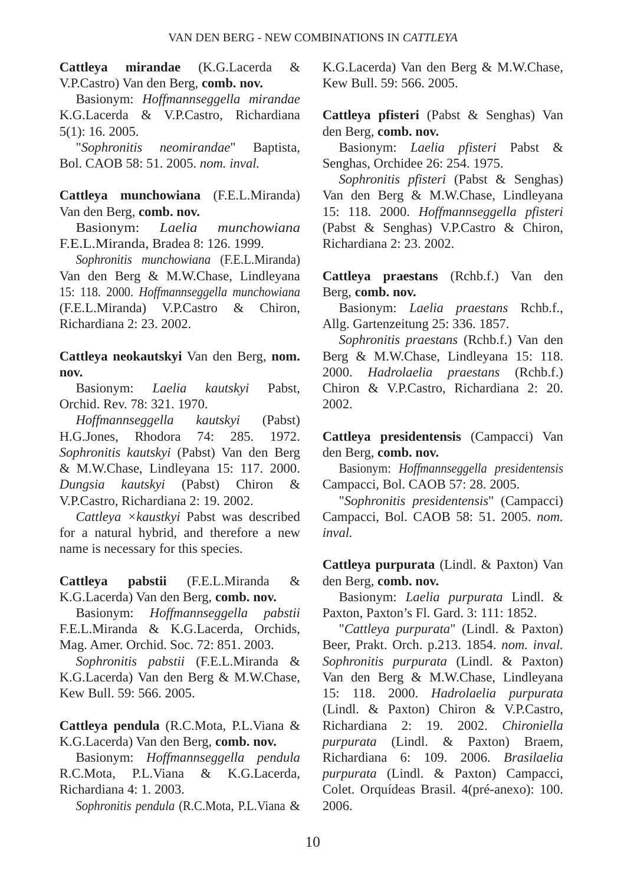**Cattleya mirandae** (K.G.Lacerda & V.P.Castro) Van den Berg, **comb. nov.**

Basionym: *Hoffmannseggella mirandae* K.G.Lacerda & V.P.Castro, Richardiana 5(1): 16. 2005.

"*Sophronitis neomirandae*" Baptista, Bol. CAOB 58: 51. 2005. *nom. inval.*

**Cattleya munchowiana** (F.E.L.Miranda) Van den Berg, **comb. nov.**

Basionym: *Laelia munchowiana* F.E.L.Miranda, Bradea 8: 126. 1999.

*Sophronitis munchowiana* (F.E.L.Miranda) Van den Berg & M.W.Chase, Lindleyana 15: 118. 2000. *Hoffmannseggella munchowiana* (F.E.L.Miranda) V.P.Castro & Chiron, Richardiana 2: 23. 2002.

**Cattleya neokautskyi** Van den Berg, **nom. nov.**

Basionym: *Laelia kautskyi* Pabst, Orchid. Rev. 78: 321. 1970.

*Hoffmannseggella kautskyi* (Pabst) H.G.Jones, Rhodora 74: 285. 1972. *Sophronitis kautskyi* (Pabst) Van den Berg & M.W.Chase, Lindleyana 15: 117. 2000. *Dungsia kautskyi* (Pabst) Chiron & V.P.Castro, Richardiana 2: 19. 2002.

*Cattleya ×kaustkyi* Pabst was described for a natural hybrid, and therefore a new name is necessary for this species.

**Cattleya pabstii** (F.E.L.Miranda & K.G.Lacerda) Van den Berg, **comb. nov.**

Basionym: *Hoffmannseggella pabstii* F.E.L.Miranda & K.G.Lacerda, Orchids, Mag. Amer. Orchid. Soc. 72: 851. 2003.

*Sophronitis pabstii* (F.E.L.Miranda & K.G.Lacerda) Van den Berg & M.W.Chase, Kew Bull. 59: 566. 2005.

**Cattleya pendula** (R.C.Mota, P.L.Viana & K.G.Lacerda) Van den Berg, **comb. nov.**

Basionym: *Hoffmannseggella pendula* R.C.Mota, P.L.Viana & K.G.Lacerda, Richardiana 4: 1. 2003.

*Sophronitis pendula* (R.C.Mota, P.L.Viana & K.G.Lacerda) Van den Berg & M.W.Chase, Kew Bull. 59: 566. 2005.

**Cattleya pfisteri** (Pabst & Senghas) Van den Berg, **comb. nov.**

Basionym: *Laelia pfisteri* Pabst & Senghas, Orchidee 26: 254. 1975.

*Sophronitis pfisteri* (Pabst & Senghas) Van den Berg & M.W.Chase, Lindleyana 15: 118. 2000. *Hoffmannseggella pfisteri* (Pabst & Senghas) V.P.Castro & Chiron, Richardiana 2: 23. 2002.

**Cattleya praestans** (Rchb.f.) Van den Berg, **comb. nov.**

Basionym: *Laelia praestans* Rchb.f., Allg. Gartenzeitung 25: 336. 1857.

*Sophronitis praestans* (Rchb.f.) Van den Berg & M.W.Chase, Lindleyana 15: 118. 2000. *Hadrolaelia praestans* (Rchb.f.) Chiron & V.P.Castro, Richardiana 2: 20. 2002.

**Cattleya presidentensis** (Campacci) Van den Berg, **comb. nov.**

Basionym: *Hoffmannseggella presidentensis* Campacci, Bol. CAOB 57: 28. 2005.

"*Sophronitis presidentensis*" (Campacci) Campacci, Bol. CAOB 58: 51. 2005. *nom. inval.*

**Cattleya purpurata** (Lindl. & Paxton) Van den Berg, **comb. nov.**

Basionym: *Laelia purpurata* Lindl. & Paxton, Paxton's Fl. Gard. 3: 111: 1852.

"*Cattleya purpurata*" (Lindl. & Paxton) Beer, Prakt. Orch. p.213. 1854. *nom. inval. Sophronitis purpurata* (Lindl. & Paxton) Van den Berg & M.W.Chase, Lindleyana 15: 118. 2000. *Hadrolaelia purpurata* (Lindl. & Paxton) Chiron & V.P.Castro, Richardiana 2: 19. 2002. *Chironiella purpurata* (Lindl. & Paxton) Braem, Richardiana 6: 109. 2006. *Brasilaelia purpurata* (Lindl. & Paxton) Campacci, Colet. Orquídeas Brasil. 4(pré-anexo): 100. 2006.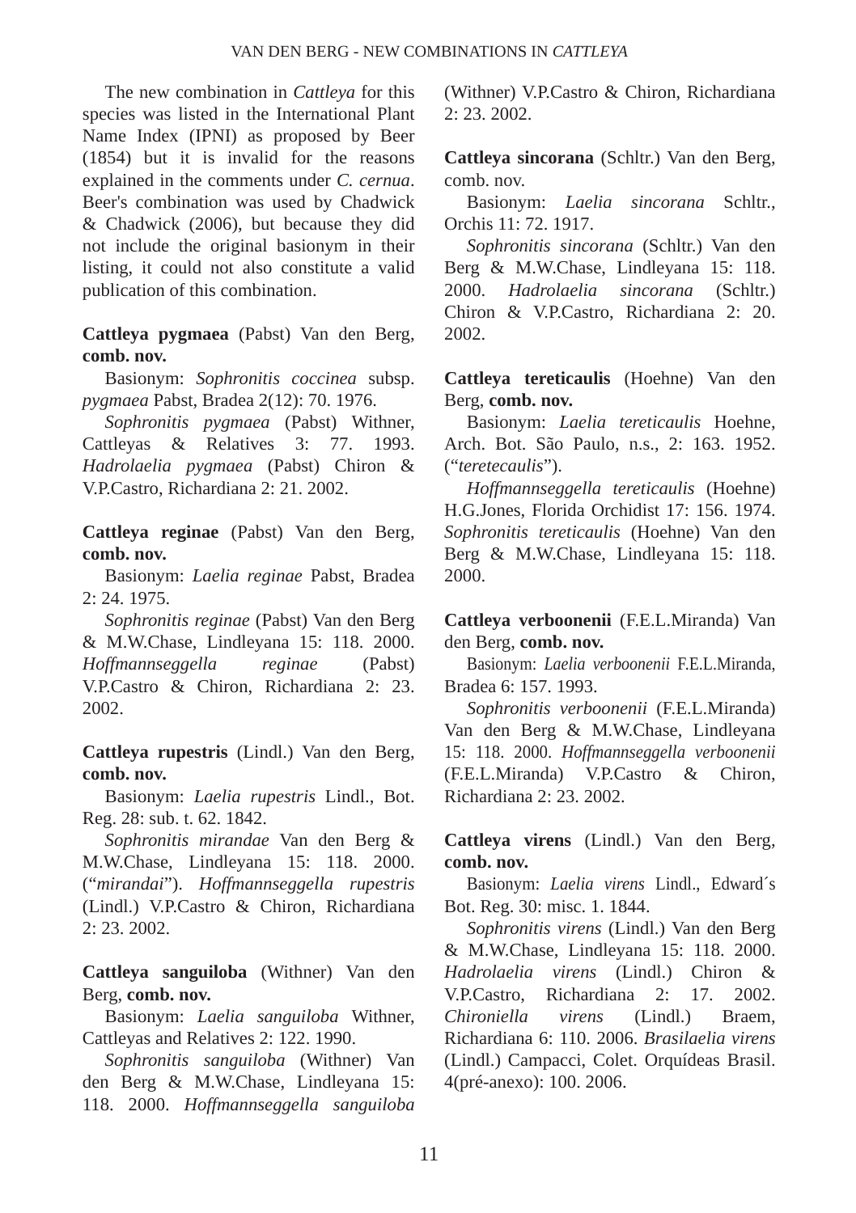The new combination in *Cattleya* for this species was listed in the International Plant Name Index (IPNI) as proposed by Beer (1854) but it is invalid for the reasons explained in the comments under *C. cernua*. Beer's combination was used by Chadwick & Chadwick (2006), but because they did not include the original basionym in their listing, it could not also constitute a valid publication of this combination.

**Cattleya pygmaea** (Pabst) Van den Berg, **comb. nov.**

Basionym: *Sophronitis coccinea* subsp. *pygmaea* Pabst, Bradea 2(12): 70. 1976.

*Sophronitis pygmaea* (Pabst) Withner, Cattleyas & Relatives 3: 77. 1993. *Hadrolaelia pygmaea* (Pabst) Chiron & V.P.Castro, Richardiana 2: 21. 2002.

**Cattleya reginae** (Pabst) Van den Berg, **comb. nov.**

Basionym: *Laelia reginae* Pabst, Bradea 2: 24. 1975.

*Sophronitis reginae* (Pabst) Van den Berg & M.W.Chase, Lindleyana 15: 118. 2000. *Hoffmannseggella reginae* (Pabst) V.P.Castro & Chiron, Richardiana 2: 23. 2002.

**Cattleya rupestris** (Lindl.) Van den Berg, **comb. nov.**

Basionym: *Laelia rupestris* Lindl., Bot. Reg. 28: sub. t. 62. 1842.

*Sophronitis mirandae* Van den Berg & M.W.Chase, Lindleyana 15: 118. 2000. ("*mirandai*"). *Hoffmannseggella rupestris* (Lindl.) V.P.Castro & Chiron, Richardiana 2: 23. 2002.

**Cattleya sanguiloba** (Withner) Van den Berg, **comb. nov.**

Basionym: *Laelia sanguiloba* Withner, Cattleyas and Relatives 2: 122. 1990.

*Sophronitis sanguiloba* (Withner) Van den Berg & M.W.Chase, Lindleyana 15: 118. 2000. *Hoffmannseggella sanguiloba* (Withner) V.P.Castro & Chiron, Richardiana 2: 23. 2002.

**Cattleya sincorana** (Schltr.) Van den Berg, comb. nov.

Basionym: *Laelia sincorana* Schltr., Orchis 11: 72. 1917.

*Sophronitis sincorana* (Schltr.) Van den Berg & M.W.Chase, Lindleyana 15: 118. 2000. *Hadrolaelia sincorana* (Schltr.) Chiron & V.P.Castro, Richardiana 2: 20. 2002.

**Cattleya tereticaulis** (Hoehne) Van den Berg, **comb. nov.**

Basionym: *Laelia tereticaulis* Hoehne, Arch. Bot. São Paulo, n.s., 2: 163. 1952. ("*teretecaulis*").

*Hoffmannseggella tereticaulis* (Hoehne) H.G.Jones, Florida Orchidist 17: 156. 1974. *Sophronitis tereticaulis* (Hoehne) Van den Berg & M.W.Chase, Lindleyana 15: 118. 2000.

**Cattleya verboonenii** (F.E.L.Miranda) Van den Berg, **comb. nov.**

Basionym: *Laelia verboonenii* F.E.L.Miranda, Bradea 6: 157. 1993.

*Sophronitis verboonenii* (F.E.L.Miranda) Van den Berg & M.W.Chase, Lindleyana 15: 118. 2000. *Hoffmannseggella verboonenii* (F.E.L.Miranda) V.P.Castro & Chiron, Richardiana 2: 23. 2002.

**Cattleya virens** (Lindl.) Van den Berg, **comb. nov.**

Basionym: *Laelia virens* Lindl., Edward´s Bot. Reg. 30: misc. 1. 1844.

*Sophronitis virens* (Lindl.) Van den Berg & M.W.Chase, Lindleyana 15: 118. 2000. *Hadrolaelia virens* (Lindl.) Chiron & V.P.Castro, Richardiana 2: 17. 2002. *Chironiella virens* (Lindl.) Braem, Richardiana 6: 110. 2006. *Brasilaelia virens* (Lindl.) Campacci, Colet. Orquídeas Brasil. 4(pré-anexo): 100. 2006.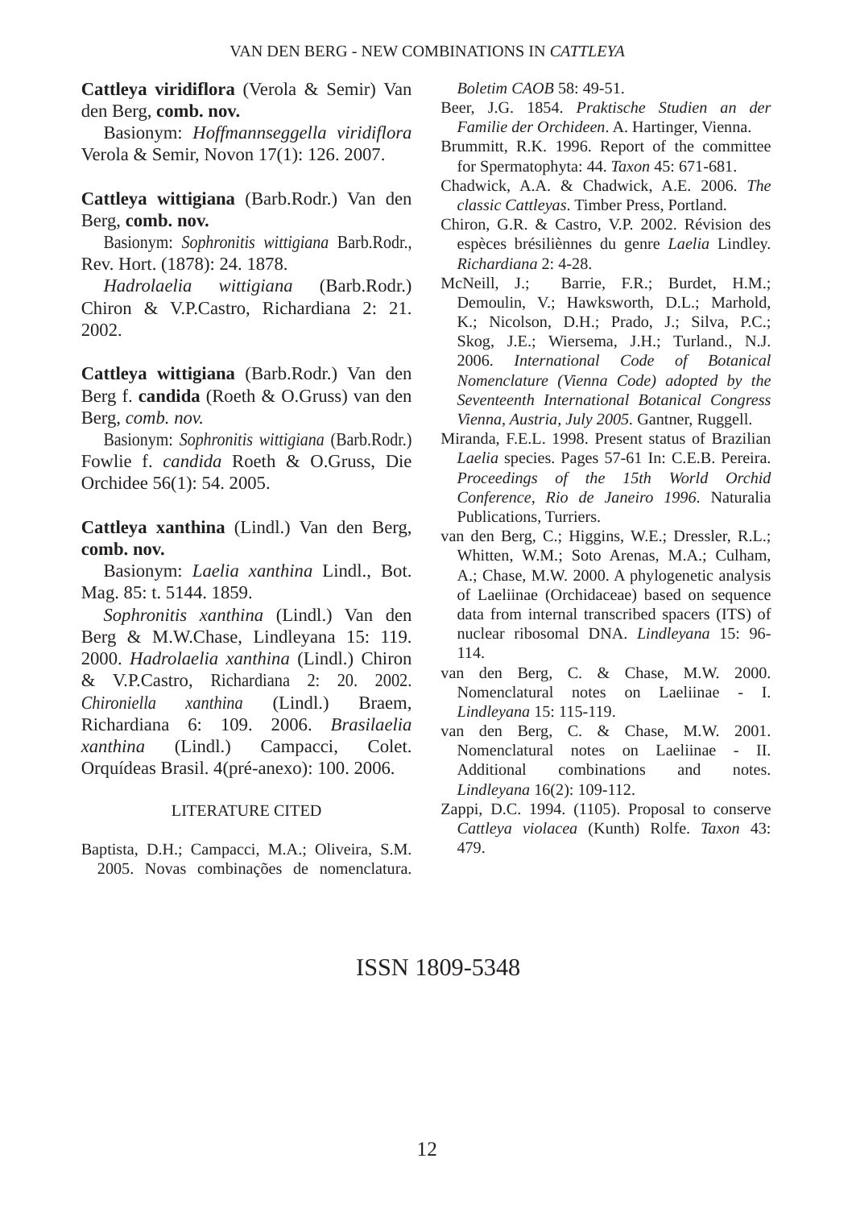**Cattleya viridiflora** (Verola & Semir) Van den Berg, **comb. nov.**

Basionym: *Hoffmannseggella viridiflora* Verola & Semir, Novon 17(1): 126. 2007.

**Cattleya wittigiana** (Barb.Rodr.) Van den Berg, **comb. nov.**

Basionym: *Sophronitis wittigiana* Barb.Rodr., Rev. Hort. (1878): 24. 1878.

*Hadrolaelia wittigiana* (Barb.Rodr.) Chiron & V.P.Castro, Richardiana 2: 21. 2002.

**Cattleya wittigiana** (Barb.Rodr.) Van den Berg f. **candida** (Roeth & O.Gruss) van den Berg, *comb. nov.*

Basionym: *Sophronitis wittigiana* (Barb.Rodr.) Fowlie f. *candida* Roeth & O.Gruss, Die Orchidee 56(1): 54. 2005.

**Cattleya xanthina** (Lindl.) Van den Berg, **comb. nov.**

Basionym: *Laelia xanthina* Lindl., Bot. Mag. 85: t. 5144. 1859.

*Sophronitis xanthina* (Lindl.) Van den Berg & M.W.Chase, Lindleyana 15: 119. 2000. *Hadrolaelia xanthina* (Lindl.) Chiron & V.P.Castro, Richardiana 2: 20. 2002. *Chironiella xanthina* (Lindl.) Braem, Richardiana 6: 109. 2006. *Brasilaelia xanthina* (Lindl.) Campacci, Colet. Orquídeas Brasil. 4(pré-anexo): 100. 2006.

## LITERATURE CITED

Baptista, D.H.; Campacci, M.A.; Oliveira, S.M. 2005. Novas combinações de nomenclatura. *Boletim CAOB* 58: 49-51.

Beer, J.G. 1854. *Praktische Studien an der Familie der Orchideen*. A. Hartinger, Vienna.

Brummitt, R.K. 1996. Report of the committee for Spermatophyta: 44. *Taxon* 45: 671-681.

Chadwick, A.A. & Chadwick, A.E. 2006. *The classic Cattleyas*. Timber Press, Portland.

Chiron, G.R. & Castro, V.P. 2002. Révision des espèces brésiliènnes du genre *Laelia* Lindley. *Richardiana* 2: 4-28.

McNeill, J.; Barrie, F.R.; Burdet, H.M.; Demoulin, V.; Hawksworth, D.L.; Marhold, K.; Nicolson, D.H.; Prado, J.; Silva, P.C.; Skog, J.E.; Wiersema, J.H.; Turland., N.J. 2006. *International Code of Botanical Nomenclature (Vienna Code) adopted by the Seventeenth International Botanical Congress Vienna, Austria, July 2005.* Gantner, Ruggell.

Miranda, F.E.L. 1998. Present status of Brazilian *Laelia* species. Pages 57-61 In: C.E.B. Pereira. *Proceedings of the 15th World Orchid Conference, Rio de Janeiro 1996*. Naturalia Publications, Turriers.

van den Berg, C.; Higgins, W.E.; Dressler, R.L.; Whitten, W.M.; Soto Arenas, M.A.; Culham, A.; Chase, M.W. 2000. A phylogenetic analysis of Laeliinae (Orchidaceae) based on sequence data from internal transcribed spacers (ITS) of nuclear ribosomal DNA. *Lindleyana* 15: 96-114.

van den Berg, C. & Chase, M.W. 2000. Nomenclatural notes on Laeliinae - I. *Lindleyana* 15: 115-119.

van den Berg, C. & Chase, M.W. 2001. Nomenclatural notes on Laeliinae - II. Additional combinations and notes. *Lindleyana* 16(2): 109-112.

Zappi, D.C. 1994. (1105). Proposal to conserve *Cattleya violacea* (Kunth) Rolfe. *Taxon* 43: 479.

ISSN 1809-5348